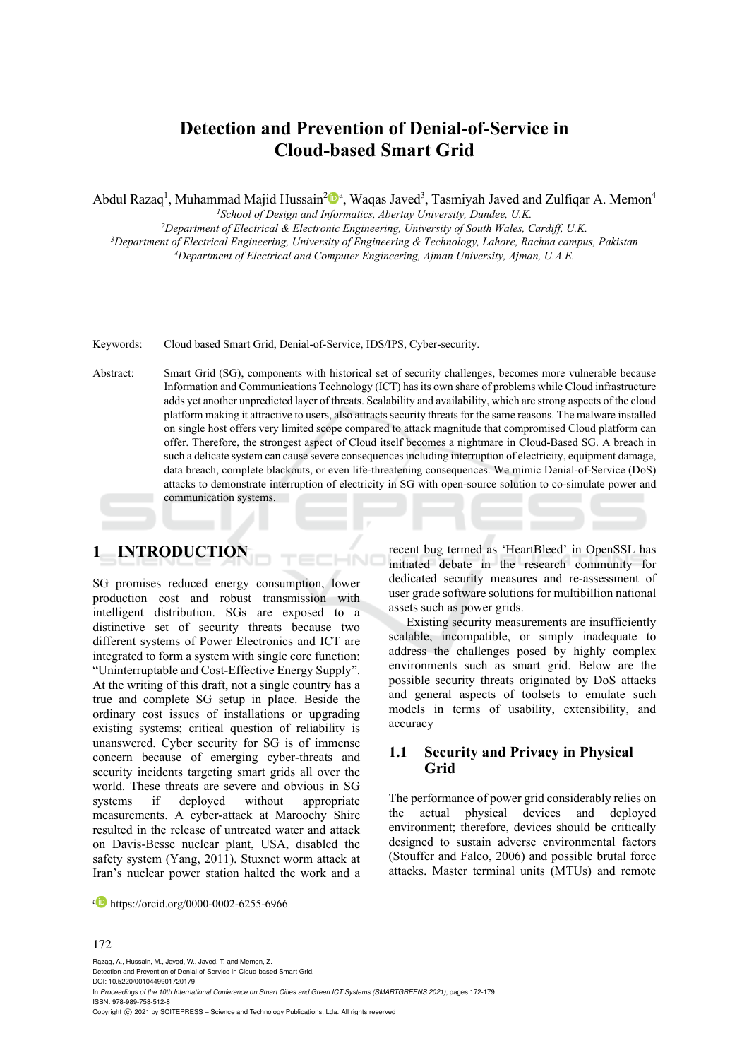# Detection and Prevention of Denial-of-Service in Cloud-based Smart Grid

Abdul Razaq[1], Muhammad Majid Hussain[2][a], Waqas Javed[3], Tasmiyah Javed and Zulfiqar A. Memon[4]

[1]*School of Design and Informatics, Abertay University, Dundee, U.K.*
[2]*Department of Electrical & Electronic Engineering, University of South Wales, Cardiff, U.K.*
[3]*Department of Electrical Engineering, University of Engineering & Technology, Lahore, Rachna campus, Pakistan*
[4]*Department of Electrical and Computer Engineering, Ajman University, Ajman, U.A.E.*

Keywords: Cloud based Smart Grid, Denial-of-Service, IDS/IPS, Cyber-security.

Abstract: Smart Grid (SG), components with historical set of security challenges, becomes more vulnerable because Information and Communications Technology (ICT) has its own share of problems while Cloud infrastructure adds yet another unpredicted layer of threats. Scalability and availability, which are strong aspects of the cloud platform making it attractive to users, also attracts security threats for the same reasons. The malware installed on single host offers very limited scope compared to attack magnitude that compromised Cloud platform can offer. Therefore, the strongest aspect of Cloud itself becomes a nightmare in Cloud-Based SG. A breach in such a delicate system can cause severe consequences including interruption of electricity, equipment damage, data breach, complete blackouts, or even life-threatening consequences. We mimic Denial-of-Service (DoS) attacks to demonstrate interruption of electricity in SG with open-source solution to co-simulate power and communication systems.

## 1 INTRODUCTION

SG promises reduced energy consumption, lower production cost and robust transmission with intelligent distribution. SGs are exposed to a distinctive set of security threats because two different systems of Power Electronics and ICT are integrated to form a system with single core function: "Uninterruptable and Cost-Effective Energy Supply". At the writing of this draft, not a single country has a true and complete SG setup in place. Beside the ordinary cost issues of installations or upgrading existing systems; critical question of reliability is unanswered. Cyber security for SG is of immense concern because of emerging cyber-threats and security incidents targeting smart grids all over the world. These threats are severe and obvious in SG systems if deployed without appropriate measurements. A cyber-attack at Maroochy Shire resulted in the release of untreated water and attack on Davis-Besse nuclear plant, USA, disabled the safety system (Yang, 2011). Stuxnet worm attack at Iran's nuclear power station halted the work and a recent bug termed as 'HeartBleed' in OpenSSL has initiated debate in the research community for dedicated security measures and re-assessment of user grade software solutions for multibillion national assets such as power grids.

Existing security measurements are insufficiently scalable, incompatible, or simply inadequate to address the challenges posed by highly complex environments such as smart grid. Below are the possible security threats originated by DoS attacks and general aspects of toolsets to emulate such models in terms of usability, extensibility, and accuracy

### 1.1 Security and Privacy in Physical Grid

The performance of power grid considerably relies on the actual physical devices and deployed environment; therefore, devices should be critically designed to sustain adverse environmental factors (Stouffer and Falco, 2006) and possible brutal force attacks. Master terminal units (MTUs) and remote

[a] https://orcid.org/0000-0002-6255-6966

Razaq, A., Hussain, M., Javed, W., Javed, T. and Memon, Z.
Detection and Prevention of Denial-of-Service in Cloud-based Smart Grid.
DOI: 10.5220/0010449901720179
In *Proceedings of the 10th International Conference on Smart Cities and Green ICT Systems (SMARTGREENS 2021)*, pages 172-179
ISBN: 978-989-758-512-8
Copyright © 2021 by SCITEPRESS – Science and Technology Publications, Lda. All rights reserved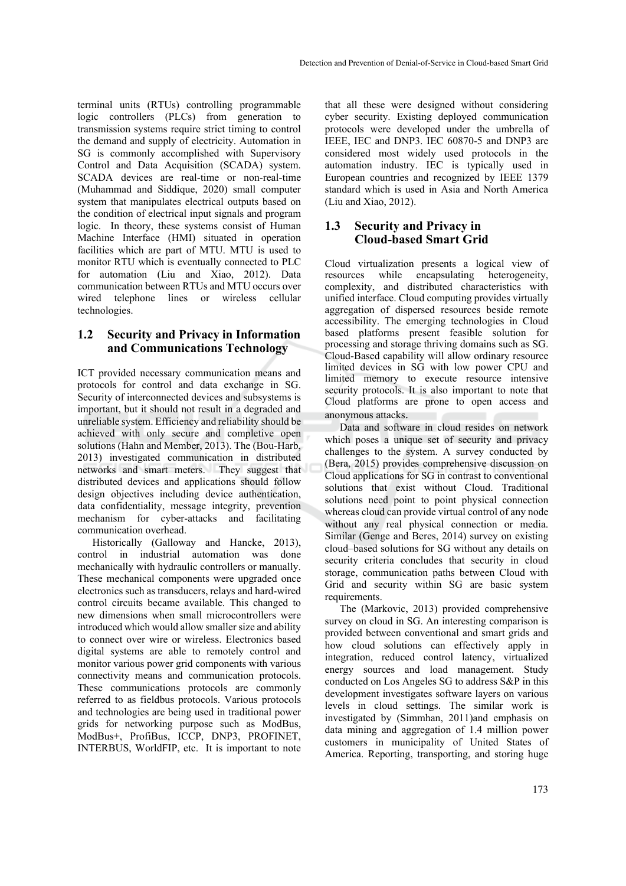terminal units (RTUs) controlling programmable logic controllers (PLCs) from generation to transmission systems require strict timing to control the demand and supply of electricity. Automation in SG is commonly accomplished with Supervisory Control and Data Acquisition (SCADA) system. SCADA devices are real-time or non-real-time (Muhammad and Siddique, 2020) small computer system that manipulates electrical outputs based on the condition of electrical input signals and program logic. In theory, these systems consist of Human Machine Interface (HMI) situated in operation facilities which are part of MTU. MTU is used to monitor RTU which is eventually connected to PLC for automation (Liu and Xiao, 2012). Data communication between RTUs and MTU occurs over wired telephone lines or wireless cellular technologies.

## 1.2 Security and Privacy in Information and Communications Technology

ICT provided necessary communication means and protocols for control and data exchange in SG. Security of interconnected devices and subsystems is important, but it should not result in a degraded and unreliable system. Efficiency and reliability should be achieved with only secure and completive open solutions (Hahn and Member, 2013). The (Bou-Harb, 2013) investigated communication in distributed networks and smart meters. They suggest that distributed devices and applications should follow design objectives including device authentication, data confidentiality, message integrity, prevention mechanism for cyber-attacks and facilitating communication overhead.

Historically (Galloway and Hancke, 2013), control in industrial automation was done mechanically with hydraulic controllers or manually. These mechanical components were upgraded once electronics such as transducers, relays and hard-wired control circuits became available. This changed to new dimensions when small microcontrollers were introduced which would allow smaller size and ability to connect over wire or wireless. Electronics based digital systems are able to remotely control and monitor various power grid components with various connectivity means and communication protocols. These communications protocols are commonly referred to as fieldbus protocols. Various protocols and technologies are being used in traditional power grids for networking purpose such as ModBus, ModBus+, ProfiBus, ICCP, DNP3, PROFINET, INTERBUS, WorldFIP, etc. It is important to note that all these were designed without considering cyber security. Existing deployed communication protocols were developed under the umbrella of IEEE, IEC and DNP3. IEC 60870-5 and DNP3 are considered most widely used protocols in the automation industry. IEC is typically used in European countries and recognized by IEEE 1379 standard which is used in Asia and North America (Liu and Xiao, 2012).

## 1.3 Security and Privacy in Cloud-based Smart Grid

Cloud virtualization presents a logical view of resources while encapsulating heterogeneity, complexity, and distributed characteristics with unified interface. Cloud computing provides virtually aggregation of dispersed resources beside remote accessibility. The emerging technologies in Cloud based platforms present feasible solution for processing and storage thriving domains such as SG. Cloud-Based capability will allow ordinary resource limited devices in SG with low power CPU and limited memory to execute resource intensive security protocols. It is also important to note that Cloud platforms are prone to open access and anonymous attacks.

Data and software in cloud resides on network which poses a unique set of security and privacy challenges to the system. A survey conducted by (Bera, 2015) provides comprehensive discussion on Cloud applications for SG in contrast to conventional solutions that exist without Cloud. Traditional solutions need point to point physical connection whereas cloud can provide virtual control of any node without any real physical connection or media. Similar (Genge and Beres, 2014) survey on existing cloud–based solutions for SG without any details on security criteria concludes that security in cloud storage, communication paths between Cloud with Grid and security within SG are basic system requirements.

The (Markovic, 2013) provided comprehensive survey on cloud in SG. An interesting comparison is provided between conventional and smart grids and how cloud solutions can effectively apply in integration, reduced control latency, virtualized energy sources and load management. Study conducted on Los Angeles SG to address S&P in this development investigates software layers on various levels in cloud settings. The similar work is investigated by (Simmhan, 2011)and emphasis on data mining and aggregation of 1.4 million power customers in municipality of United States of America. Reporting, transporting, and storing huge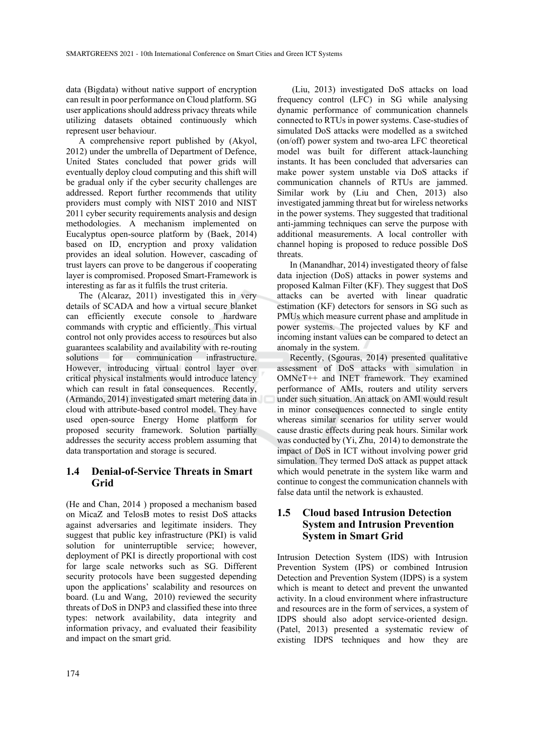data (Bigdata) without native support of encryption can result in poor performance on Cloud platform. SG user applications should address privacy threats while utilizing datasets obtained continuously which represent user behaviour.

A comprehensive report published by (Akyol, 2012) under the umbrella of Department of Defence, United States concluded that power grids will eventually deploy cloud computing and this shift will be gradual only if the cyber security challenges are addressed. Report further recommends that utility providers must comply with NIST 2010 and NIST 2011 cyber security requirements analysis and design methodologies. A mechanism implemented on Eucalyptus open-source platform by (Baek, 2014) based on ID, encryption and proxy validation provides an ideal solution. However, cascading of trust layers can prove to be dangerous if cooperating layer is compromised. Proposed Smart-Framework is interesting as far as it fulfils the trust criteria.

The (Alcaraz, 2011) investigated this in very details of SCADA and how a virtual secure blanket can efficiently execute console to hardware commands with cryptic and efficiently. This virtual control not only provides access to resources but also guarantees scalability and availability with re-routing solutions for communication infrastructure. However, introducing virtual control layer over critical physical instalments would introduce latency which can result in fatal consequences. Recently, (Armando, 2014) investigated smart metering data in cloud with attribute-based control model. They have used open-source Energy Home platform for proposed security framework. Solution partially addresses the security access problem assuming that data transportation and storage is secured.

### 1.4 Denial-of-Service Threats in Smart Grid

(He and Chan, 2014 ) proposed a mechanism based on MicaZ and TelosB motes to resist DoS attacks against adversaries and legitimate insiders. They suggest that public key infrastructure (PKI) is valid solution for uninterruptible service; however, deployment of PKI is directly proportional with cost for large scale networks such as SG. Different security protocols have been suggested depending upon the applications' scalability and resources on board. (Lu and Wang, 2010) reviewed the security threats of DoS in DNP3 and classified these into three types: network availability, data integrity and information privacy, and evaluated their feasibility and impact on the smart grid.

(Liu, 2013) investigated DoS attacks on load frequency control (LFC) in SG while analysing dynamic performance of communication channels connected to RTUs in power systems. Case-studies of simulated DoS attacks were modelled as a switched (on/off) power system and two-area LFC theoretical model was built for different attack-launching instants. It has been concluded that adversaries can make power system unstable via DoS attacks if communication channels of RTUs are jammed. Similar work by (Liu and Chen, 2013) also investigated jamming threat but for wireless networks in the power systems. They suggested that traditional anti-jamming techniques can serve the purpose with additional measurements. A local controller with channel hoping is proposed to reduce possible DoS threats.

In (Manandhar, 2014) investigated theory of false data injection (DoS) attacks in power systems and proposed Kalman Filter (KF). They suggest that DoS attacks can be averted with linear quadratic estimation (KF) detectors for sensors in SG such as PMUs which measure current phase and amplitude in power systems. The projected values by KF and incoming instant values can be compared to detect an anomaly in the system.

Recently, (Sgouras, 2014) presented qualitative assessment of DoS attacks with simulation in OMNeT++ and INET framework. They examined performance of AMIs, routers and utility servers under such situation. An attack on AMI would result in minor consequences connected to single entity whereas similar scenarios for utility server would cause drastic effects during peak hours. Similar work was conducted by (Yi, Zhu, 2014) to demonstrate the impact of DoS in ICT without involving power grid simulation. They termed DoS attack as puppet attack which would penetrate in the system like warm and continue to congest the communication channels with false data until the network is exhausted.

### 1.5 Cloud based Intrusion Detection System and Intrusion Prevention System in Smart Grid

Intrusion Detection System (IDS) with Intrusion Prevention System (IPS) or combined Intrusion Detection and Prevention System (IDPS) is a system which is meant to detect and prevent the unwanted activity. In a cloud environment where infrastructure and resources are in the form of services, a system of IDPS should also adopt service-oriented design. (Patel, 2013) presented a systematic review of existing IDPS techniques and how they are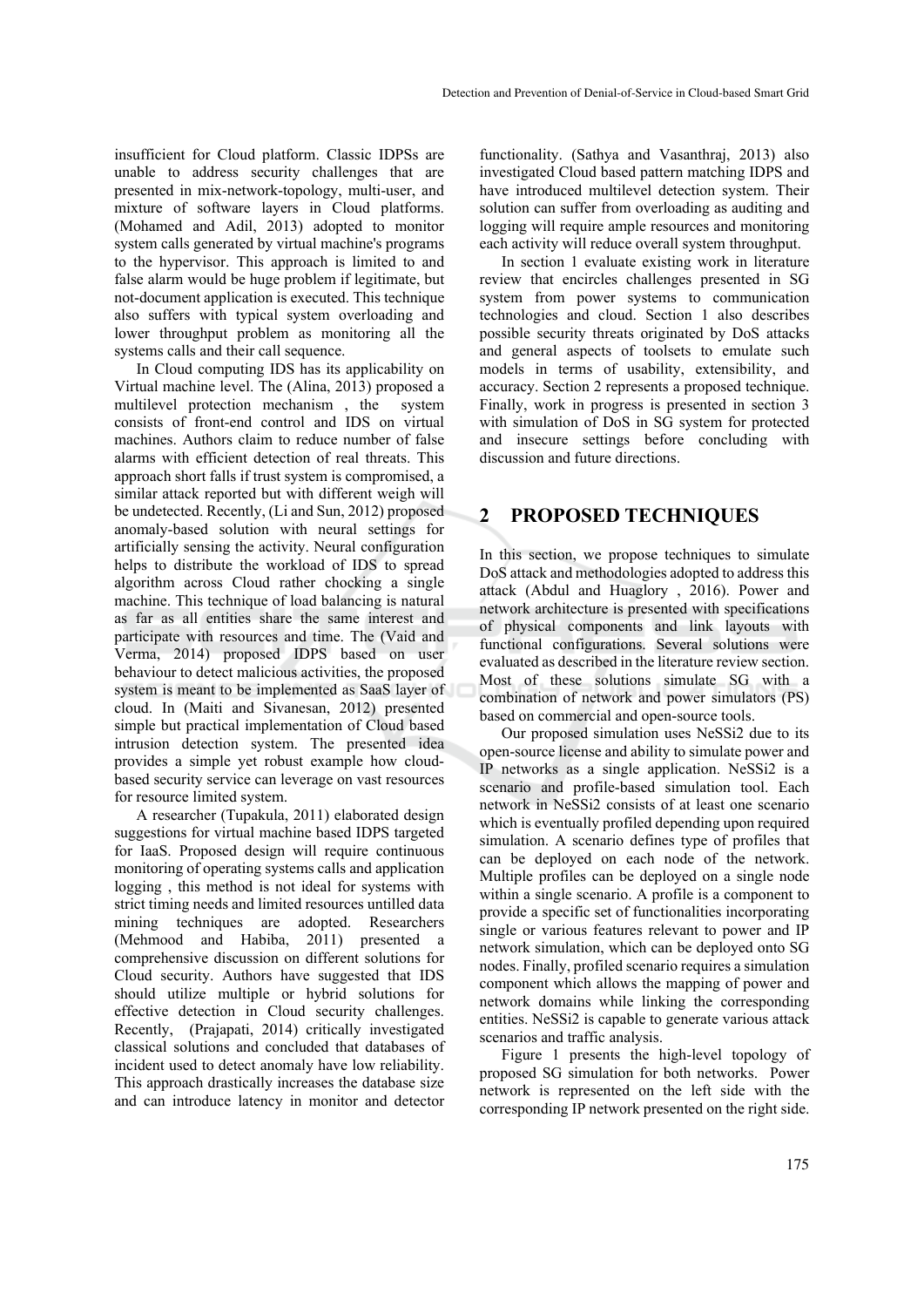insufficient for Cloud platform. Classic IDPSs are unable to address security challenges that are presented in mix-network-topology, multi-user, and mixture of software layers in Cloud platforms. (Mohamed and Adil, 2013) adopted to monitor system calls generated by virtual machine's programs to the hypervisor. This approach is limited to and false alarm would be huge problem if legitimate, but not-document application is executed. This technique also suffers with typical system overloading and lower throughput problem as monitoring all the systems calls and their call sequence.

In Cloud computing IDS has its applicability on Virtual machine level. The (Alina, 2013) proposed a multilevel protection mechanism , the system consists of front-end control and IDS on virtual machines. Authors claim to reduce number of false alarms with efficient detection of real threats. This approach short falls if trust system is compromised, a similar attack reported but with different weigh will be undetected. Recently, (Li and Sun, 2012) proposed anomaly-based solution with neural settings for artificially sensing the activity. Neural configuration helps to distribute the workload of IDS to spread algorithm across Cloud rather chocking a single machine. This technique of load balancing is natural as far as all entities share the same interest and participate with resources and time. The (Vaid and Verma, 2014) proposed IDPS based on user behaviour to detect malicious activities, the proposed system is meant to be implemented as SaaS layer of cloud. In (Maiti and Sivanesan, 2012) presented simple but practical implementation of Cloud based intrusion detection system. The presented idea provides a simple yet robust example how cloud-based security service can leverage on vast resources for resource limited system.

A researcher (Tupakula, 2011) elaborated design suggestions for virtual machine based IDPS targeted for IaaS. Proposed design will require continuous monitoring of operating systems calls and application logging , this method is not ideal for systems with strict timing needs and limited resources untilled data mining techniques are adopted. Researchers (Mehmood and Habiba, 2011) presented a comprehensive discussion on different solutions for Cloud security. Authors have suggested that IDS should utilize multiple or hybrid solutions for effective detection in Cloud security challenges. Recently, (Prajapati, 2014) critically investigated classical solutions and concluded that databases of incident used to detect anomaly have low reliability. This approach drastically increases the database size and can introduce latency in monitor and detector functionality. (Sathya and Vasanthraj, 2013) also investigated Cloud based pattern matching IDPS and have introduced multilevel detection system. Their solution can suffer from overloading as auditing and logging will require ample resources and monitoring each activity will reduce overall system throughput.

In section 1 evaluate existing work in literature review that encircles challenges presented in SG system from power systems to communication technologies and cloud. Section 1 also describes possible security threats originated by DoS attacks and general aspects of toolsets to emulate such models in terms of usability, extensibility, and accuracy. Section 2 represents a proposed technique. Finally, work in progress is presented in section 3 with simulation of DoS in SG system for protected and insecure settings before concluding with discussion and future directions.

## 2 PROPOSED TECHNIQUES

In this section, we propose techniques to simulate DoS attack and methodologies adopted to address this attack (Abdul and Huaglory , 2016). Power and network architecture is presented with specifications of physical components and link layouts with functional configurations. Several solutions were evaluated as described in the literature review section. Most of these solutions simulate SG with a combination of network and power simulators (PS) based on commercial and open-source tools.

Our proposed simulation uses NeSSi2 due to its open-source license and ability to simulate power and IP networks as a single application. NeSSi2 is a scenario and profile-based simulation tool. Each network in NeSSi2 consists of at least one scenario which is eventually profiled depending upon required simulation. A scenario defines type of profiles that can be deployed on each node of the network. Multiple profiles can be deployed on a single node within a single scenario. A profile is a component to provide a specific set of functionalities incorporating single or various features relevant to power and IP network simulation, which can be deployed onto SG nodes. Finally, profiled scenario requires a simulation component which allows the mapping of power and network domains while linking the corresponding entities. NeSSi2 is capable to generate various attack scenarios and traffic analysis.

Figure 1 presents the high-level topology of proposed SG simulation for both networks. Power network is represented on the left side with the corresponding IP network presented on the right side.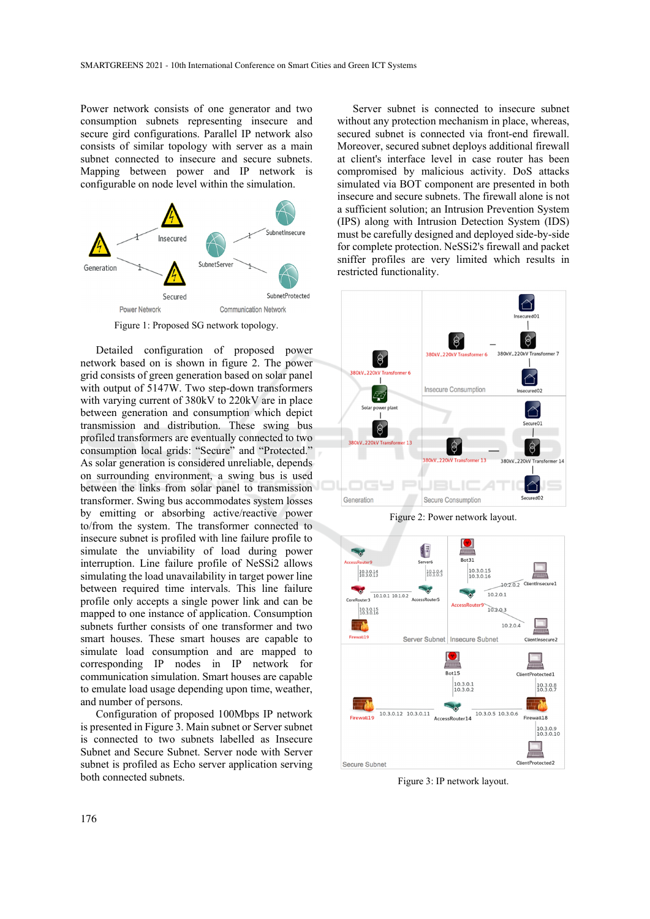Power network consists of one generator and two consumption subnets representing insecure and secure gird configurations. Parallel IP network also consists of similar topology with server as a main subnet connected to insecure and secure subnets. Mapping between power and IP network is configurable on node level within the simulation.

Figure 1: Proposed SG network topology.

Detailed configuration of proposed power network based on is shown in figure 2. The power grid consists of green generation based on solar panel with output of 5147W. Two step-down transformers with varying current of 380kV to 220kV are in place between generation and consumption which depict transmission and distribution. These swing bus profiled transformers are eventually connected to two consumption local grids: "Secure" and "Protected." As solar generation is considered unreliable, depends on surrounding environment, a swing bus is used between the links from solar panel to transmission transformer. Swing bus accommodates system losses by emitting or absorbing active/reactive power to/from the system. The transformer connected to insecure subnet is profiled with line failure profile to simulate the unviability of load during power interruption. Line failure profile of NeSSi2 allows simulating the load unavailability in target power line between required time intervals. This line failure profile only accepts a single power link and can be mapped to one instance of application. Consumption subnets further consists of one transformer and two smart houses. These smart houses are capable to simulate load consumption and are mapped to corresponding IP nodes in IP network for communication simulation. Smart houses are capable to emulate load usage depending upon time, weather, and number of persons.

Configuration of proposed 100Mbps IP network is presented in Figure 3. Main subnet or Server subnet is connected to two subnets labelled as Insecure Subnet and Secure Subnet. Server node with Server subnet is profiled as Echo server application serving both connected subnets.

Server subnet is connected to insecure subnet without any protection mechanism in place, whereas, secured subnet is connected via front-end firewall. Moreover, secured subnet deploys additional firewall at client's interface level in case router has been compromised by malicious activity. DoS attacks simulated via BOT component are presented in both insecure and secure subnets. The firewall alone is not a sufficient solution; an Intrusion Prevention System (IPS) along with Intrusion Detection System (IDS) must be carefully designed and deployed side-by-side for complete protection. NeSSi2's firewall and packet sniffer profiles are very limited which results in restricted functionality.

Figure 2: Power network layout.

Figure 3: IP network layout.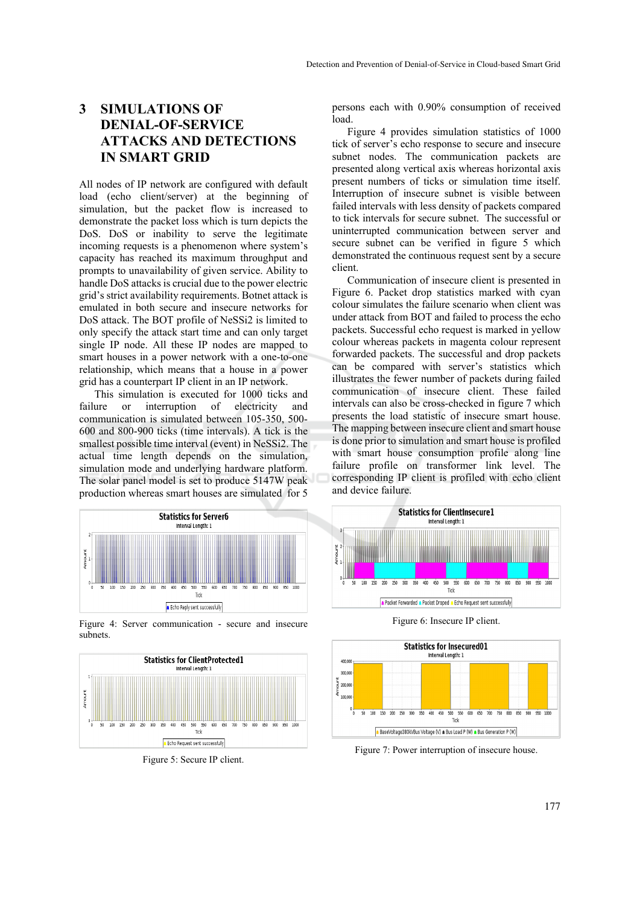## 3 SIMULATIONS OF DENIAL-OF-SERVICE ATTACKS AND DETECTIONS IN SMART GRID

All nodes of IP network are configured with default load (echo client/server) at the beginning of simulation, but the packet flow is increased to demonstrate the packet loss which is turn depicts the DoS. DoS or inability to serve the legitimate incoming requests is a phenomenon where system's capacity has reached its maximum throughput and prompts to unavailability of given service. Ability to handle DoS attacks is crucial due to the power electric grid's strict availability requirements. Botnet attack is emulated in both secure and insecure networks for DoS attack. The BOT profile of NeSSi2 is limited to only specify the attack start time and can only target single IP node. All these IP nodes are mapped to smart houses in a power network with a one-to-one relationship, which means that a house in a power grid has a counterpart IP client in an IP network.

This simulation is executed for 1000 ticks and failure or interruption of electricity and communication is simulated between 105-350, 500-600 and 800-900 ticks (time intervals). A tick is the smallest possible time interval (event) in NeSSi2. The actual time length depends on the simulation, simulation mode and underlying hardware platform. The solar panel model is set to produce 5147W peak production whereas smart houses are simulated for 5 persons each with 0.90% consumption of received load.

Figure 4: Server communication - secure and insecure subnets.

Figure 5: Secure IP client.

Figure 4 provides simulation statistics of 1000 tick of server's echo response to secure and insecure subnet nodes. The communication packets are presented along vertical axis whereas horizontal axis present numbers of ticks or simulation time itself. Interruption of insecure subnet is visible between failed intervals with less density of packets compared to tick intervals for secure subnet. The successful or uninterrupted communication between server and secure subnet can be verified in figure 5 which demonstrated the continuous request sent by a secure client.

Communication of insecure client is presented in Figure 6. Packet drop statistics marked with cyan colour simulates the failure scenario when client was under attack from BOT and failed to process the echo packets. Successful echo request is marked in yellow colour whereas packets in magenta colour represent forwarded packets. The successful and drop packets can be compared with server's statistics which illustrates the fewer number of packets during failed communication of insecure client. These failed intervals can also be cross-checked in figure 7 which presents the load statistic of insecure smart house. The mapping between insecure client and smart house is done prior to simulation and smart house is profiled with smart house consumption profile along line failure profile on transformer link level. The corresponding IP client is profiled with echo client and device failure.

Figure 6: Insecure IP client.

Figure 7: Power interruption of insecure house.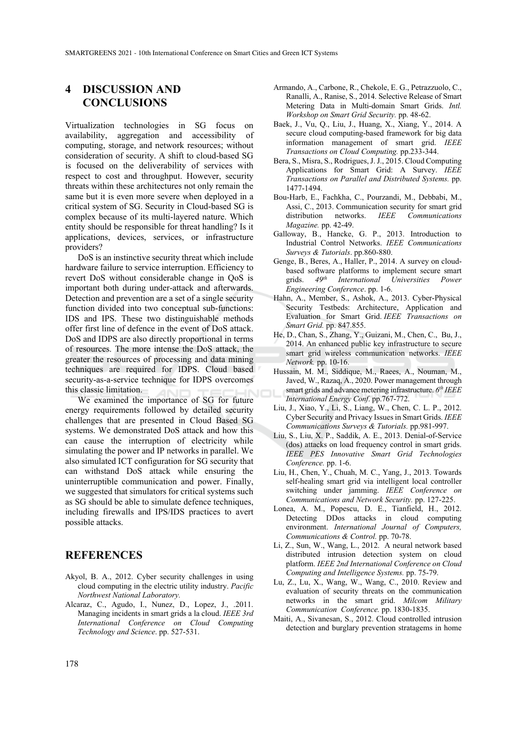## 4 DISCUSSION AND CONCLUSIONS

Virtualization technologies in SG focus on availability, aggregation and accessibility of computing, storage, and network resources; without consideration of security. A shift to cloud-based SG is focused on the deliverability of services with respect to cost and throughput. However, security threats within these architectures not only remain the same but it is even more severe when deployed in a critical system of SG. Security in Cloud-based SG is complex because of its multi-layered nature. Which entity should be responsible for threat handling? Is it applications, devices, services, or infrastructure providers?

DoS is an instinctive security threat which include hardware failure to service interruption. Efficiency to revert DoS without considerable change in QoS is important both during under-attack and afterwards. Detection and prevention are a set of a single security function divided into two conceptual sub-functions: IDS and IPS. These two distinguishable methods offer first line of defence in the event of DoS attack. DoS and IDPS are also directly proportional in terms of resources. The more intense the DoS attack, the greater the resources of processing and data mining techniques are required for IDPS. Cloud based security-as-a-service technique for IDPS overcomes this classic limitation.

We examined the importance of SG for future energy requirements followed by detailed security challenges that are presented in Cloud Based SG systems. We demonstrated DoS attack and how this can cause the interruption of electricity while simulating the power and IP networks in parallel. We also simulated ICT configuration for SG security that can withstand DoS attack while ensuring the uninterruptible communication and power. Finally, we suggested that simulators for critical systems such as SG should be able to simulate defence techniques, including firewalls and IPS/IDS practices to avert possible attacks.

## REFERENCES

Akyol, B. A., 2012. Cyber security challenges in using cloud computing in the electric utility industry. *Pacific Northwest National Laboratory.*

Alcaraz, C., Agudo, I., Nunez, D., Lopez, J., .2011. Managing incidents in smart grids a la cloud. *IEEE 3rd International Conference on Cloud Computing Technology and Science*. pp. 527-531.

Armando, A., Carbone, R., Chekole, E. G., Petrazzuolo, C., Ranalli, A., Ranise, S., 2014. Selective Release of Smart Metering Data in Multi-domain Smart Grids. *Intl. Workshop on Smart Grid Security.* pp. 48-62.

Baek, J., Vu, Q., Liu, J., Huang, X., Xiang, Y., 2014. A secure cloud computing-based framework for big data information management of smart grid. *IEEE Transactions on Cloud Computing.* pp.233-344.

Bera, S., Misra, S., Rodrigues, J. J., 2015. Cloud Computing Applications for Smart Grid: A Survey. *IEEE Transactions on Parallel and Distributed Systems.* pp. 1477-1494.

Bou-Harb, E., Fachkha, C., Pourzandi, M., Debbabi, M., Assi, C., 2013. Communication security for smart grid distribution networks. *IEEE Communications Magazine.* pp. 42-49.

Galloway, B., Hancke, G. P., 2013. Introduction to Industrial Control Networks. *IEEE Communications Surveys & Tutorials*. pp.860-880.

Genge, B., Beres, A., Haller, P., 2014. A survey on cloud-based software platforms to implement secure smart grids. *49th International Universities Power Engineering Conference*. pp. 1-6.

Hahn, A., Member, S., Ashok, A., 2013. Cyber-Physical Security Testbeds: Architecture, Application and Evaluation for Smart Grid. *IEEE Transactions on Smart Grid.* pp. 847.855.

He, D., Chan, S., Zhang, Y., Guizani, M., Chen, C., Bu, J., 2014. An enhanced public key infrastructure to secure smart grid wireless communication networks. *IEEE Network.* pp. 10-16.

Hussain, M. M., Siddique, M., Raees, A., Nouman, M., Javed, W., Razaq, A., 2020. Power management through smart grids and advance metering infrastructure. *6th IEEE International Energy Conf.* pp.767-772.

Liu, J., Xiao, Y., Li, S., Liang, W., Chen, C. L. P., 2012. Cyber Security and Privacy Issues in Smart Grids. *IEEE Communications Surveys & Tutorials.* pp.981-997.

Liu, S., Liu, X. P., Saddik, A. E., 2013. Denial-of-Service (dos) attacks on load frequency control in smart grids. *IEEE PES Innovative Smart Grid Technologies Conference.* pp. 1-6.

Liu, H., Chen, Y., Chuah, M. C., Yang, J., 2013. Towards self-healing smart grid via intelligent local controller switching under jamming. *IEEE Conference on Communications and Network Security.* pp. 127-225.

Lonea, A. M., Popescu, D. E., Tianfield, H., 2012. Detecting DDos attacks in cloud computing environment. *International Journal of Computers, Communications & Control.* pp. 70-78.

Li, Z., Sun, W., Wang, L., 2012. A neural network based distributed intrusion detection system on cloud platform. *IEEE 2nd International Conference on Cloud Computing and Intelligence Systems.* pp. 75-79.

Lu, Z., Lu, X., Wang, W., Wang, C., 2010. Review and evaluation of security threats on the communication networks in the smart grid. *Milcom Military Communication Conference.* pp. 1830-1835.

Maiti, A., Sivanesan, S., 2012. Cloud controlled intrusion detection and burglary prevention stratagems in home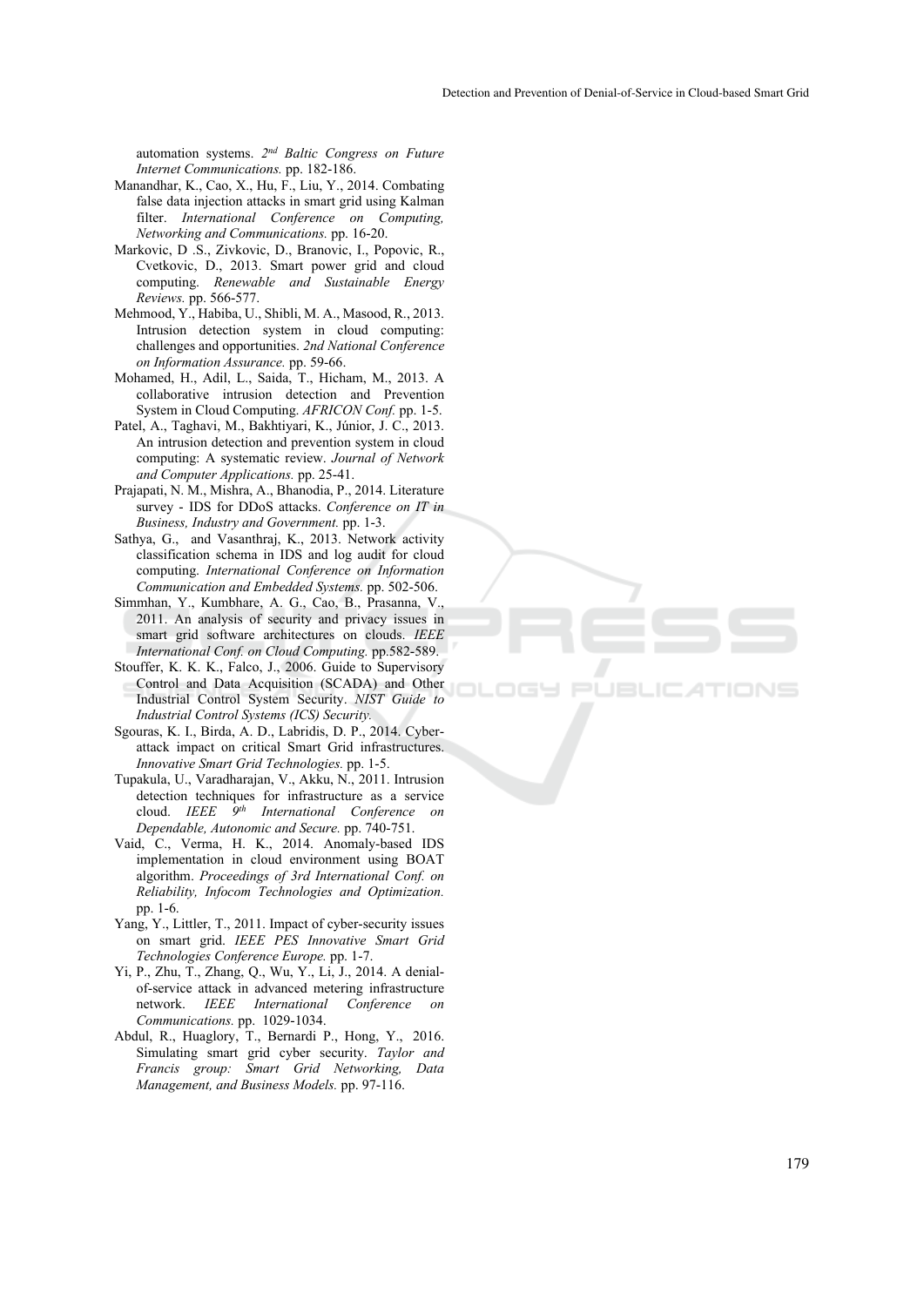automation systems. *2nd Baltic Congress on Future Internet Communications.* pp. 182-186.

Manandhar, K., Cao, X., Hu, F., Liu, Y., 2014. Combating false data injection attacks in smart grid using Kalman filter. *International Conference on Computing, Networking and Communications.* pp. 16-20.

Markovic, D .S., Zivkovic, D., Branovic, I., Popovic, R., Cvetkovic, D., 2013. Smart power grid and cloud computing. *Renewable and Sustainable Energy Reviews.* pp. 566-577.

Mehmood, Y., Habiba, U., Shibli, M. A., Masood, R., 2013. Intrusion detection system in cloud computing: challenges and opportunities. *2nd National Conference on Information Assurance.* pp. 59-66.

Mohamed, H., Adil, L., Saida, T., Hicham, M., 2013. A collaborative intrusion detection and Prevention System in Cloud Computing. *AFRICON Conf.* pp. 1-5.

Patel, A., Taghavi, M., Bakhtiyari, K., Júnior, J. C., 2013. An intrusion detection and prevention system in cloud computing: A systematic review. *Journal of Network and Computer Applications.* pp. 25-41.

Prajapati, N. M., Mishra, A., Bhanodia, P., 2014. Literature survey - IDS for DDoS attacks. *Conference on IT in Business, Industry and Government.* pp. 1-3.

Sathya, G., and Vasanthraj, K., 2013. Network activity classification schema in IDS and log audit for cloud computing. *International Conference on Information Communication and Embedded Systems.* pp. 502-506.

Simmhan, Y., Kumbhare, A. G., Cao, B., Prasanna, V., 2011. An analysis of security and privacy issues in smart grid software architectures on clouds. *IEEE International Conf. on Cloud Computing.* pp.582-589.

Stouffer, K. K. K., Falco, J., 2006. Guide to Supervisory Control and Data Acquisition (SCADA) and Other Industrial Control System Security. *NIST Guide to Industrial Control Systems (ICS) Security.*

Sgouras, K. I., Birda, A. D., Labridis, D. P., 2014. Cyber-attack impact on critical Smart Grid infrastructures. *Innovative Smart Grid Technologies.* pp. 1-5.

Tupakula, U., Varadharajan, V., Akku, N., 2011. Intrusion detection techniques for infrastructure as a service cloud. *IEEE 9th International Conference on Dependable, Autonomic and Secure.* pp. 740-751.

Vaid, C., Verma, H. K., 2014. Anomaly-based IDS implementation in cloud environment using BOAT algorithm. *Proceedings of 3rd International Conf. on Reliability, Infocom Technologies and Optimization.* pp. 1-6.

Yang, Y., Littler, T., 2011. Impact of cyber-security issues on smart grid. *IEEE PES Innovative Smart Grid Technologies Conference Europe.* pp. 1-7.

Yi, P., Zhu, T., Zhang, Q., Wu, Y., Li, J., 2014. A denial-of-service attack in advanced metering infrastructure network. *IEEE International Conference on Communications.* pp. 1029-1034.

Abdul, R., Huaglory, T., Bernardi P., Hong, Y., 2016. Simulating smart grid cyber security. *Taylor and Francis group: Smart Grid Networking, Data Management, and Business Models.* pp. 97-116.